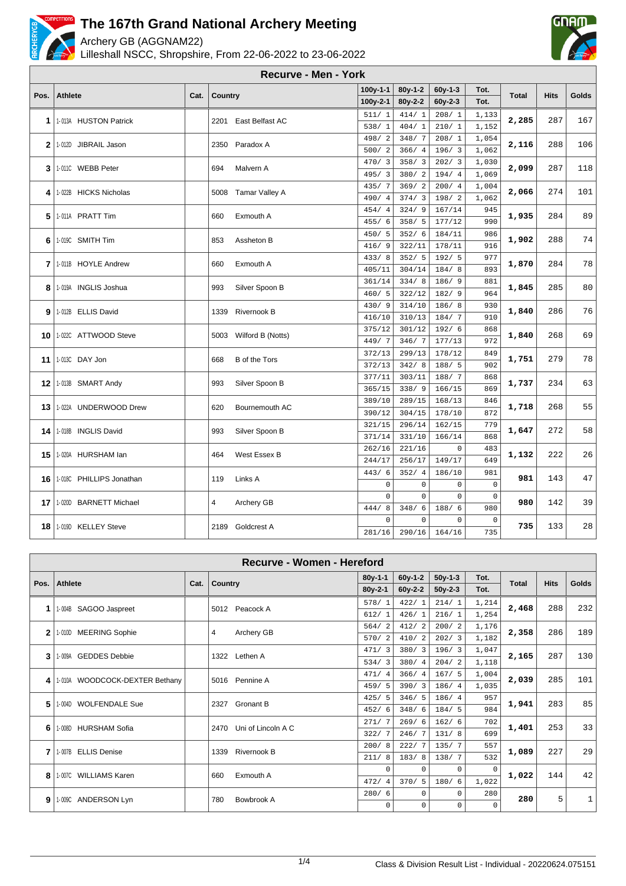# The 167th Grand National Archery Meeting

Archery GB (AGGNAM22)

Lilleshall NSCC, Shropshire, From 22-06-2022 to 23-06-2022

## Recurve - Men - York

| Pos. | Athlete | Cat. | Country | 100y-1-1 / 100y-2-1 | 80y-1-2 / 80y-2-2 | 60y-1-3 / 60y-2-3 | Tot. | Total | Hits | Golds |
|---|---|---|---|---|---|---|---|---|---|---|
| 1 | 1-013A HUSTON Patrick | | 2201 East Belfast AC | 511/ 1 | 414/ 1 | 208/ 1 | 1,133 | 2,285 | 287 | 167 |
| | | | | 538/ 1 | 404/ 1 | 210/ 1 | 1,152 | | | |
| 2 | 1-012D JIBRAIL Jason | | 2350 Paradox A | 498/ 2 | 348/ 7 | 208/ 1 | 1,054 | 2,116 | 288 | 106 |
| | | | | 500/ 2 | 366/ 4 | 196/ 3 | 1,062 | | | |
| 3 | 1-011C WEBB Peter | | 694 Malvern A | 470/ 3 | 358/ 3 | 202/ 3 | 1,030 | 2,099 | 287 | 118 |
| | | | | 495/ 3 | 380/ 2 | 194/ 4 | 1,069 | | | |
| 4 | 1-022B HICKS Nicholas | | 5008 Tamar Valley A | 435/ 7 | 369/ 2 | 200/ 4 | 1,004 | 2,066 | 274 | 101 |
| | | | | 490/ 4 | 374/ 3 | 198/ 2 | 1,062 | | | |
| 5 | 1-011A PRATT Tim | | 660 Exmouth A | 454/ 4 | 324/ 9 | 167/14 | 945 | 1,935 | 284 | 89 |
| | | | | 455/ 6 | 358/ 5 | 177/12 | 990 | | | |
| 6 | 1-019C SMITH Tim | | 853 Assheton B | 450/ 5 | 352/ 6 | 184/11 | 986 | 1,902 | 288 | 74 |
| | | | | 416/ 9 | 322/11 | 178/11 | 916 | | | |
| 7 | 1-011B HOYLE Andrew | | 660 Exmouth A | 433/ 8 | 352/ 5 | 192/ 5 | 977 | 1,870 | 284 | 78 |
| | | | | 405/11 | 304/14 | 184/ 8 | 893 | | | |
| 8 | 1-019A INGLIS Joshua | | 993 Silver Spoon B | 361/14 | 334/ 8 | 186/ 9 | 881 | 1,845 | 285 | 80 |
| | | | | 460/ 5 | 322/12 | 182/ 9 | 964 | | | |
| 9 | 1-012B ELLIS David | | 1339 Rivernook B | 430/ 9 | 314/10 | 186/ 8 | 930 | 1,840 | 286 | 76 |
| | | | | 416/10 | 310/13 | 184/ 7 | 910 | | | |
| 10 | 1-022C ATTWOOD Steve | | 5003 Wilford B (Notts) | 375/12 | 301/12 | 192/ 6 | 868 | 1,840 | 268 | 69 |
| | | | | 449/ 7 | 346/ 7 | 177/13 | 972 | | | |
| 11 | 1-013C DAY Jon | | 668 B of the Tors | 372/13 | 299/13 | 178/12 | 849 | 1,751 | 279 | 78 |
| | | | | 372/13 | 342/ 8 | 188/ 5 | 902 | | | |
| 12 | 1-013B SMART Andy | | 993 Silver Spoon B | 377/11 | 303/11 | 188/ 7 | 868 | 1,737 | 234 | 63 |
| | | | | 365/15 | 338/ 9 | 166/15 | 869 | | | |
| 13 | 1-022A UNDERWOOD Drew | | 620 Bournemouth AC | 389/10 | 289/15 | 168/13 | 846 | 1,718 | 268 | 55 |
| | | | | 390/12 | 304/15 | 178/10 | 872 | | | |
| 14 | 1-018B INGLIS David | | 993 Silver Spoon B | 321/15 | 296/14 | 162/15 | 779 | 1,647 | 272 | 58 |
| | | | | 371/14 | 331/10 | 166/14 | 868 | | | |
| 15 | 1-020A HURSHAM Ian | | 464 West Essex B | 262/16 | 221/16 | 0 | 483 | 1,132 | 222 | 26 |
| | | | | 244/17 | 256/17 | 149/17 | 649 | | | |
| 16 | 1-018C PHILLIPS Jonathan | | 119 Links A | 443/ 6 | 352/ 4 | 186/10 | 981 | 981 | 143 | 47 |
| | | | | 0 | 0 | 0 | 0 | | | |
| 17 | 1-020D BARNETT Michael | | 4 Archery GB | 0 | 0 | 0 | 0 | 980 | 142 | 39 |
| | | | | 444/ 8 | 348/ 6 | 188/ 6 | 980 | | | |
| 18 | 1-019D KELLEY Steve | | 2189 Goldcrest A | 0 | 0 | 0 | 0 | 735 | 133 | 28 |
| | | | | 281/16 | 290/16 | 164/16 | 735 | | | |

## Recurve - Women - Hereford

| Pos. | Athlete | Cat. | Country | 80y-1-1 / 80y-2-1 | 60y-1-2 / 60y-2-2 | 50y-1-3 / 50y-2-3 | Tot. | Total | Hits | Golds |
|---|---|---|---|---|---|---|---|---|---|---|
| 1 | 1-004B SAGOO Jaspreet | | 5012 Peacock A | 578/ 1 | 422/ 1 | 214/ 1 | 1,214 | 2,468 | 288 | 232 |
| | | | | 612/ 1 | 426/ 1 | 216/ 1 | 1,254 | | | |
| 2 | 1-010D MEERING Sophie | | 4 Archery GB | 564/ 2 | 412/ 2 | 200/ 2 | 1,176 | 2,358 | 286 | 189 |
| | | | | 570/ 2 | 410/ 2 | 202/ 3 | 1,182 | | | |
| 3 | 1-009A GEDDES Debbie | | 1322 Lethen A | 471/ 3 | 380/ 3 | 196/ 3 | 1,047 | 2,165 | 287 | 130 |
| | | | | 534/ 3 | 380/ 4 | 204/ 2 | 1,118 | | | |
| 4 | 1-010A WOODCOCK-DEXTER Bethany | | 5016 Pennine A | 471/ 4 | 366/ 4 | 167/ 5 | 1,004 | 2,039 | 285 | 101 |
| | | | | 459/ 5 | 390/ 3 | 186/ 4 | 1,035 | | | |
| 5 | 1-004D WOLFENDALE Sue | | 2327 Gronant B | 425/ 5 | 346/ 5 | 186/ 4 | 957 | 1,941 | 283 | 85 |
| | | | | 452/ 6 | 348/ 6 | 184/ 5 | 984 | | | |
| 6 | 1-008D HURSHAM Sofia | | 2470 Uni of Lincoln A C | 271/ 7 | 269/ 6 | 162/ 6 | 702 | 1,401 | 253 | 33 |
| | | | | 322/ 7 | 246/ 7 | 131/ 8 | 699 | | | |
| 7 | 1-007B ELLIS Denise | | 1339 Rivernook B | 200/ 8 | 222/ 7 | 135/ 7 | 557 | 1,089 | 227 | 29 |
| | | | | 211/ 8 | 183/ 8 | 138/ 7 | 532 | | | |
| 8 | 1-007C WILLIAMS Karen | | 660 Exmouth A | 0 | 0 | 0 | 0 | 1,022 | 144 | 42 |
| | | | | 472/ 4 | 370/ 5 | 180/ 6 | 1,022 | | | |
| 9 | 1-009C ANDERSON Lyn | | 780 Bowbrook A | 280/ 6 | 0 | 0 | 280 | 280 | 5 | 1 |
| | | | | 0 | 0 | 0 | 0 | | | |

Class & Division Result List - Individual - 20220624.075151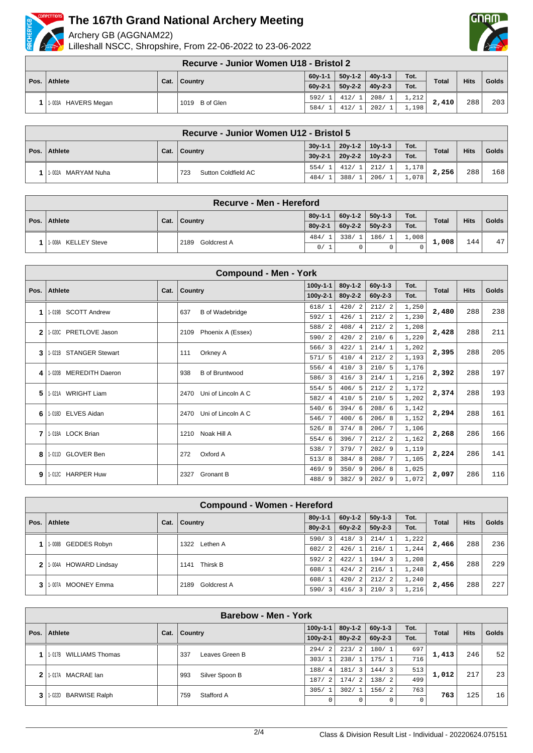# The 167th Grand National Archery Meeting

Archery GB (AGGNAM22)

Lilleshall NSCC, Shropshire, From 22-06-2022 to 23-06-2022

## Recurve - Junior Women U18 - Bristol 2

| Pos. | Athlete | Cat. | Country | 60y-1-1 / 60y-2-1 | 50y-1-2 / 50y-2-2 | 40y-1-3 / 40y-2-3 | Tot. | Total | Hits | Golds |
|---|---|---|---|---|---|---|---|---|---|---|
| 1 | 1-003A HAVERS Megan | | 1019 B of Glen | 592/ 1 | 412/ 1 | 208/ 1 | 1,212 | 2,410 | 288 | 203 |
| | | | | 584/ 1 | 412/ 1 | 202/ 1 | 1,198 | | | |

## Recurve - Junior Women U12 - Bristol 5

| Pos. | Athlete | Cat. | Country | 30y-1-1 / 30y-2-1 | 20y-1-2 / 20y-2-2 | 10y-1-3 / 10y-2-3 | Tot. | Total | Hits | Golds |
|---|---|---|---|---|---|---|---|---|---|---|
| 1 | 1-002A MARYAM Nuha | | 723 Sutton Coldfield AC | 554/ 1 | 412/ 1 | 212/ 1 | 1,178 | 2,256 | 288 | 168 |
| | | | | 484/ 1 | 388/ 1 | 206/ 1 | 1,078 | | | |

## Recurve - Men - Hereford

| Pos. | Athlete | Cat. | Country | 80y-1-1 / 80y-2-1 | 60y-1-2 / 60y-2-2 | 50y-1-3 / 50y-2-3 | Tot. | Total | Hits | Golds |
|---|---|---|---|---|---|---|---|---|---|---|
| 1 | 1-008A KELLEY Steve | | 2189 Goldcrest A | 484/ 1 | 338/ 1 | 186/ 1 | 1,008 | 1,008 | 144 | 47 |
| | | | | 0/ 1 | 0 | 0 | 0 | | | |

## Compound - Men - York

| Pos. | Athlete | Cat. | Country | 100y-1-1 / 100y-2-1 | 80y-1-2 / 80y-2-2 | 60y-1-3 / 60y-2-3 | Tot. | Total | Hits | Golds |
|---|---|---|---|---|---|---|---|---|---|---|
| 1 | 1-019B SCOTT Andrew | | 637 B of Wadebridge | 618/ 1 | 420/ 2 | 212/ 2 | 1,250 | 2,480 | 288 | 238 |
| | | | | 592/ 1 | 426/ 1 | 212/ 2 | 1,230 | | | |
| 2 | 1-020C PRETLOVE Jason | | 2109 Phoenix A (Essex) | 588/ 2 | 408/ 4 | 212/ 2 | 1,208 | 2,428 | 288 | 211 |
| | | | | 590/ 2 | 420/ 2 | 210/ 6 | 1,220 | | | |
| 3 | 1-021B STANGER Stewart | | 111 Orkney A | 566/ 3 | 422/ 1 | 214/ 1 | 1,202 | 2,395 | 288 | 205 |
| | | | | 571/ 5 | 410/ 4 | 212/ 2 | 1,193 | | | |
| 4 | 1-020B MEREDITH Daeron | | 938 B of Bruntwood | 556/ 4 | 410/ 3 | 210/ 5 | 1,176 | 2,392 | 288 | 197 |
| | | | | 586/ 3 | 416/ 3 | 214/ 1 | 1,216 | | | |
| 5 | 1-021A WRIGHT Liam | | 2470 Uni of Lincoln A C | 554/ 5 | 406/ 5 | 212/ 2 | 1,172 | 2,374 | 288 | 193 |
| | | | | 582/ 4 | 410/ 5 | 210/ 5 | 1,202 | | | |
| 6 | 1-018D ELVES Aidan | | 2470 Uni of Lincoln A C | 540/ 6 | 394/ 6 | 208/ 6 | 1,142 | 2,294 | 288 | 161 |
| | | | | 546/ 7 | 400/ 6 | 206/ 8 | 1,152 | | | |
| 7 | 1-018A LOCK Brian | | 1210 Noak Hill A | 526/ 8 | 374/ 8 | 206/ 7 | 1,106 | 2,268 | 286 | 166 |
| | | | | 554/ 6 | 396/ 7 | 212/ 2 | 1,162 | | | |
| 8 | 1-011D GLOVER Ben | | 272 Oxford A | 538/ 7 | 379/ 7 | 202/ 9 | 1,119 | 2,224 | 286 | 141 |
| | | | | 513/ 8 | 384/ 8 | 208/ 7 | 1,105 | | | |
| 9 | 1-012C HARPER Huw | | 2327 Gronant B | 469/ 9 | 350/ 9 | 206/ 8 | 1,025 | 2,097 | 286 | 116 |
| | | | | 488/ 9 | 382/ 9 | 202/ 9 | 1,072 | | | |

## Compound - Women - Hereford

| Pos. | Athlete | Cat. | Country | 80y-1-1 / 80y-2-1 | 60y-1-2 / 60y-2-2 | 50y-1-3 / 50y-2-3 | Tot. | Total | Hits | Golds |
|---|---|---|---|---|---|---|---|---|---|---|
| 1 | 1-008B GEDDES Robyn | | 1322 Lethen A | 590/ 3 | 418/ 3 | 214/ 1 | 1,222 | 2,466 | 288 | 236 |
| | | | | 602/ 2 | 426/ 1 | 216/ 1 | 1,244 | | | |
| 2 | 1-004A HOWARD Lindsay | | 1141 Thirsk B | 592/ 2 | 422/ 1 | 194/ 3 | 1,208 | 2,456 | 288 | 229 |
| | | | | 608/ 1 | 424/ 2 | 216/ 1 | 1,248 | | | |
| 3 | 1-007A MOONEY Emma | | 2189 Goldcrest A | 608/ 1 | 420/ 2 | 212/ 2 | 1,240 | 2,456 | 288 | 227 |
| | | | | 590/ 3 | 416/ 3 | 210/ 3 | 1,216 | | | |

## Barebow - Men - York

| Pos. | Athlete | Cat. | Country | 100y-1-1 / 100y-2-1 | 80y-1-2 / 80y-2-2 | 60y-1-3 / 60y-2-3 | Tot. | Total | Hits | Golds |
|---|---|---|---|---|---|---|---|---|---|---|
| 1 | 1-017B WILLIAMS Thomas | | 337 Leaves Green B | 294/ 2 | 223/ 2 | 180/ 1 | 697 | 1,413 | 246 | 52 |
| | | | | 303/ 1 | 238/ 1 | 175/ 1 | 716 | | | |
| 2 | 1-017A MACRAE Ian | | 993 Silver Spoon B | 188/ 4 | 181/ 3 | 144/ 3 | 513 | 1,012 | 217 | 23 |
| | | | | 187/ 2 | 174/ 2 | 138/ 2 | 499 | | | |
| 3 | 1-022D BARWISE Ralph | | 759 Stafford A | 305/ 1 | 302/ 1 | 156/ 2 | 763 | 763 | 125 | 16 |
| | | | | 0 | 0 | 0 | 0 | | | |

Class & Division Result List - Individual - 20220624.075151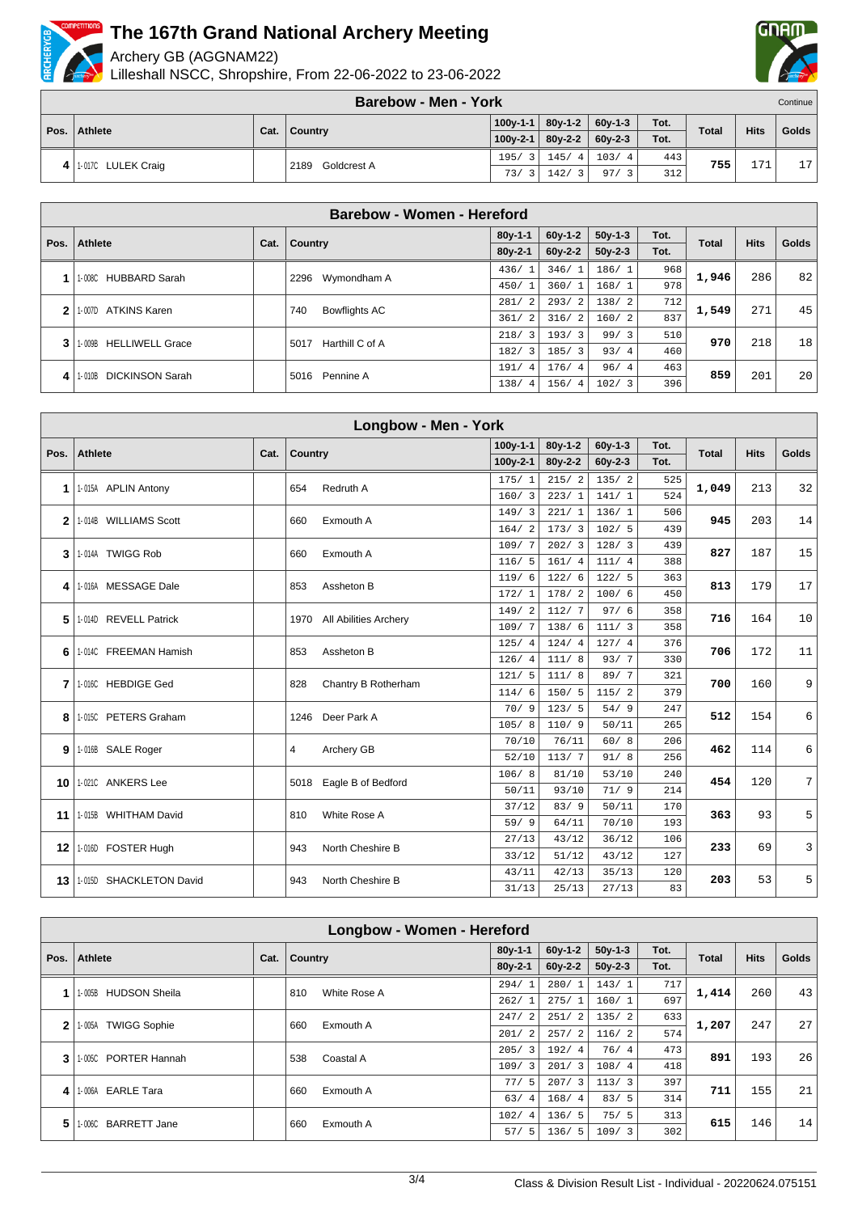# The 167th Grand National Archery Meeting

Archery GB (AGGNAM22)

Lilleshall NSCC, Shropshire, From 22-06-2022 to 23-06-2022

## Barebow - Men - York

Continue

| Pos. | Athlete | Cat. | Country | 100y-1-1 / 100y-2-1 | 80y-1-2 / 80y-2-2 | 60y-1-3 / 60y-2-3 | Tot. / Tot. | Total | Hits | Golds |
|---|---|---|---|---|---|---|---|---|---|---|
| 4 | 1-017C LULEK Craig | | 2189 Goldcrest A | 195/ 3 | 145/ 4 | 103/ 4 | 443 | 755 | 171 | 17 |
| | | | | 73/ 3 | 142/ 3 | 97/ 3 | 312 | | | |

## Barebow - Women - Hereford

| Pos. | Athlete | Cat. | Country | 80y-1-1 / 80y-2-1 | 60y-1-2 / 60y-2-2 | 50y-1-3 / 50y-2-3 | Tot. / Tot. | Total | Hits | Golds |
|---|---|---|---|---|---|---|---|---|---|---|
| 1 | 1-008C HUBBARD Sarah | | 2296 Wymondham A | 436/ 1 | 346/ 1 | 186/ 1 | 968 | 1,946 | 286 | 82 |
| | | | | 450/ 1 | 360/ 1 | 168/ 1 | 978 | | | |
| 2 | 1-007D ATKINS Karen | | 740 Bowflights AC | 281/ 2 | 293/ 2 | 138/ 2 | 712 | 1,549 | 271 | 45 |
| | | | | 361/ 2 | 316/ 2 | 160/ 2 | 837 | | | |
| 3 | 1-009B HELLIWELL Grace | | 5017 Harthill C of A | 218/ 3 | 193/ 3 | 99/ 3 | 510 | 970 | 218 | 18 |
| | | | | 182/ 3 | 185/ 3 | 93/ 4 | 460 | | | |
| 4 | 1-010B DICKINSON Sarah | | 5016 Pennine A | 191/ 4 | 176/ 4 | 96/ 4 | 463 | 859 | 201 | 20 |
| | | | | 138/ 4 | 156/ 4 | 102/ 3 | 396 | | | |

## Longbow - Men - York

| Pos. | Athlete | Cat. | Country | 100y-1-1 / 100y-2-1 | 80y-1-2 / 80y-2-2 | 60y-1-3 / 60y-2-3 | Tot. / Tot. | Total | Hits | Golds |
|---|---|---|---|---|---|---|---|---|---|---|
| 1 | 1-015A APLIN Antony | | 654 Redruth A | 175/ 1 | 215/ 2 | 135/ 2 | 525 | 1,049 | 213 | 32 |
| | | | | 160/ 3 | 223/ 1 | 141/ 1 | 524 | | | |
| 2 | 1-014B WILLIAMS Scott | | 660 Exmouth A | 149/ 3 | 221/ 1 | 136/ 1 | 506 | 945 | 203 | 14 |
| | | | | 164/ 2 | 173/ 3 | 102/ 5 | 439 | | | |
| 3 | 1-014A TWIGG Rob | | 660 Exmouth A | 109/ 7 | 202/ 3 | 128/ 3 | 439 | 827 | 187 | 15 |
| | | | | 116/ 5 | 161/ 4 | 111/ 4 | 388 | | | |
| 4 | 1-016A MESSAGE Dale | | 853 Assheton B | 119/ 6 | 122/ 6 | 122/ 5 | 363 | 813 | 179 | 17 |
| | | | | 172/ 1 | 178/ 2 | 100/ 6 | 450 | | | |
| 5 | 1-014D REVELL Patrick | | 1970 All Abilities Archery | 149/ 2 | 112/ 7 | 97/ 6 | 358 | 716 | 164 | 10 |
| | | | | 109/ 7 | 138/ 6 | 111/ 3 | 358 | | | |
| 6 | 1-014C FREEMAN Hamish | | 853 Assheton B | 125/ 4 | 124/ 4 | 127/ 4 | 376 | 706 | 172 | 11 |
| | | | | 126/ 4 | 111/ 8 | 93/ 7 | 330 | | | |
| 7 | 1-016C HEBDIGE Ged | | 828 Chantry B Rotherham | 121/ 5 | 111/ 8 | 89/ 7 | 321 | 700 | 160 | 9 |
| | | | | 114/ 6 | 150/ 5 | 115/ 2 | 379 | | | |
| 8 | 1-015C PETERS Graham | | 1246 Deer Park A | 70/ 9 | 123/ 5 | 54/ 9 | 247 | 512 | 154 | 6 |
| | | | | 105/ 8 | 110/ 9 | 50/11 | 265 | | | |
| 9 | 1-016B SALE Roger | | 4 Archery GB | 70/10 | 76/11 | 60/ 8 | 206 | 462 | 114 | 6 |
| | | | | 52/10 | 113/ 7 | 91/ 8 | 256 | | | |
| 10 | 1-021C ANKERS Lee | | 5018 Eagle B of Bedford | 106/ 8 | 81/10 | 53/10 | 240 | 454 | 120 | 7 |
| | | | | 50/11 | 93/10 | 71/ 9 | 214 | | | |
| 11 | 1-015B WHITHAM David | | 810 White Rose A | 37/12 | 83/ 9 | 50/11 | 170 | 363 | 93 | 5 |
| | | | | 59/ 9 | 64/11 | 70/10 | 193 | | | |
| 12 | 1-016D FOSTER Hugh | | 943 North Cheshire B | 27/13 | 43/12 | 36/12 | 106 | 233 | 69 | 3 |
| | | | | 33/12 | 51/12 | 43/12 | 127 | | | |
| 13 | 1-015D SHACKLETON David | | 943 North Cheshire B | 43/11 | 42/13 | 35/13 | 120 | 203 | 53 | 5 |
| | | | | 31/13 | 25/13 | 27/13 | 83 | | | |

## Longbow - Women - Hereford

| Pos. | Athlete | Cat. | Country | 80y-1-1 / 80y-2-1 | 60y-1-2 / 60y-2-2 | 50y-1-3 / 50y-2-3 | Tot. / Tot. | Total | Hits | Golds |
|---|---|---|---|---|---|---|---|---|---|---|
| 1 | 1-005B HUDSON Sheila | | 810 White Rose A | 294/ 1 | 280/ 1 | 143/ 1 | 717 | 1,414 | 260 | 43 |
| | | | | 262/ 1 | 275/ 1 | 160/ 1 | 697 | | | |
| 2 | 1-005A TWIGG Sophie | | 660 Exmouth A | 247/ 2 | 251/ 2 | 135/ 2 | 633 | 1,207 | 247 | 27 |
| | | | | 201/ 2 | 257/ 2 | 116/ 2 | 574 | | | |
| 3 | 1-005C PORTER Hannah | | 538 Coastal A | 205/ 3 | 192/ 4 | 76/ 4 | 473 | 891 | 193 | 26 |
| | | | | 109/ 3 | 201/ 3 | 108/ 4 | 418 | | | |
| 4 | 1-006A EARLE Tara | | 660 Exmouth A | 77/ 5 | 207/ 3 | 113/ 3 | 397 | 711 | 155 | 21 |
| | | | | 63/ 4 | 168/ 4 | 83/ 5 | 314 | | | |
| 5 | 1-006C BARRETT Jane | | 660 Exmouth A | 102/ 4 | 136/ 5 | 75/ 5 | 313 | 615 | 146 | 14 |
| | | | | 57/ 5 | 136/ 5 | 109/ 3 | 302 | | | |

Class & Division Result List - Individual - 20220624.075151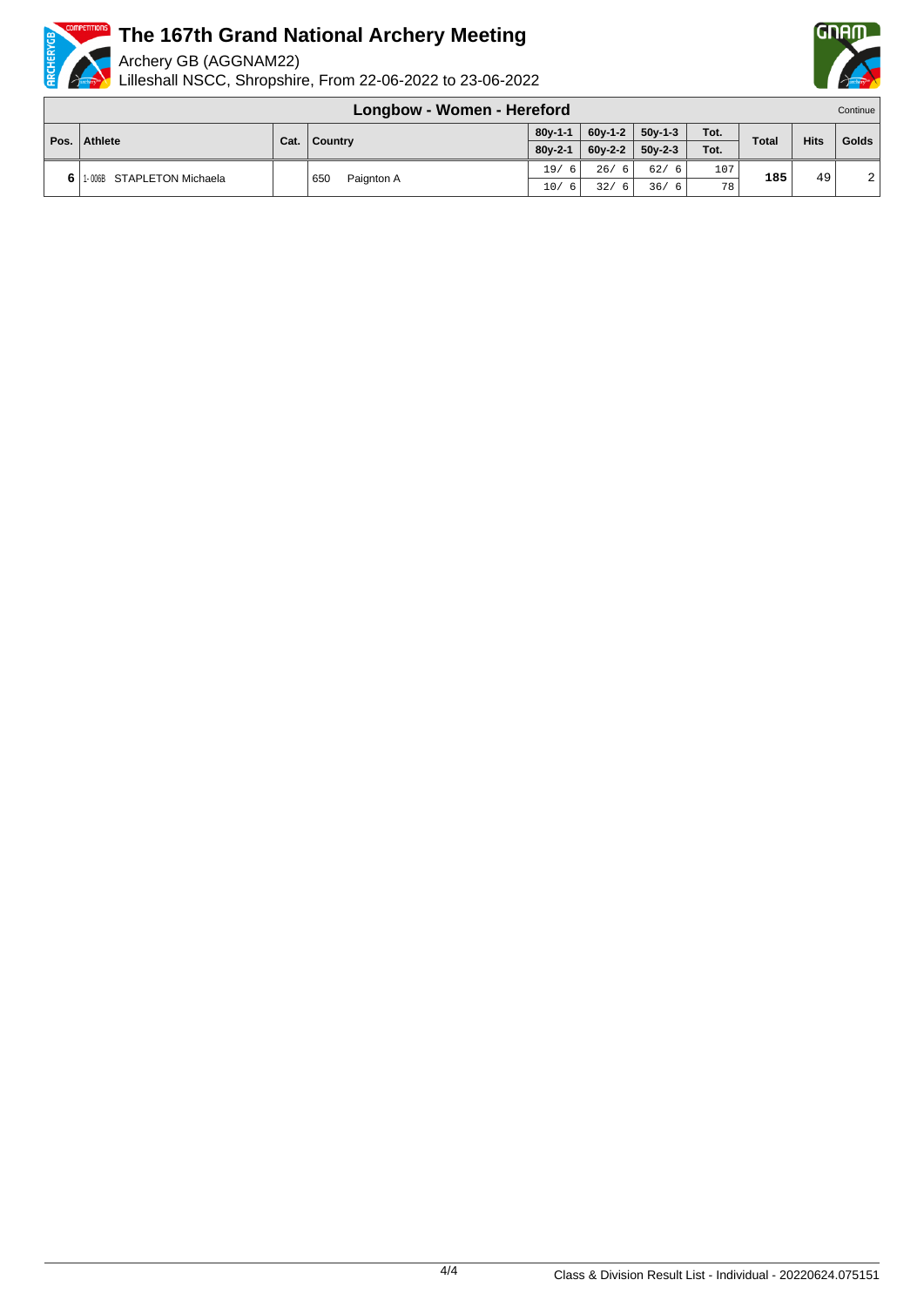# The 167th Grand National Archery Meeting

Archery GB (AGGNAM22)
Lilleshall NSCC, Shropshire, From 22-06-2022 to 23-06-2022

## Longbow - Women - Hereford

Continue

| Pos. | Athlete | Cat. | Country | 80y-1-1 / 80y-2-1 | 60y-1-2 / 60y-2-2 | 50y-1-3 / 50y-2-3 | Tot. / Tot. | Total | Hits | Golds |
|---|---|---|---|---|---|---|---|---|---|---|
| 6 | 1-006B STAPLETON Michaela | | 650 Paignton A | 19/ 6 | 26/ 6 | 62/ 6 | 107 | 185 | 49 | 2 |
| | | | | 10/ 6 | 32/ 6 | 36/ 6 | 78 | | | |

Class & Division Result List - Individual - 20220624.075151